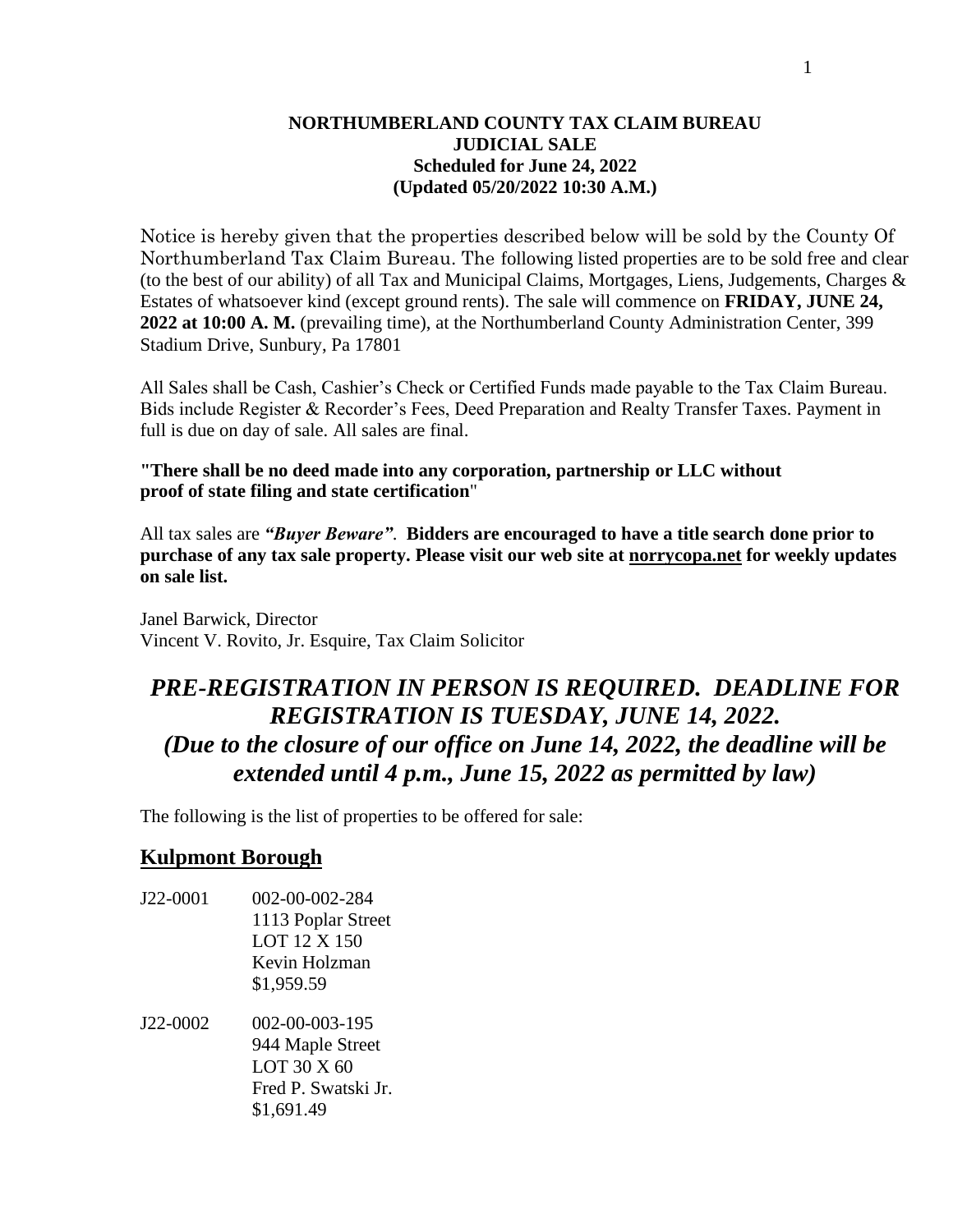**NORTHUMBERLAND COUNTY TAX CLAIM BUREAU**
**JUDICIAL SALE**
**Scheduled for June 24, 2022**
**(Updated 05/20/2022 10:30 A.M.)**

Notice is hereby given that the properties described below will be sold by the County Of Northumberland Tax Claim Bureau. The following listed properties are to be sold free and clear (to the best of our ability) of all Tax and Municipal Claims, Mortgages, Liens, Judgements, Charges & Estates of whatsoever kind (except ground rents). The sale will commence on **FRIDAY, JUNE 24, 2022 at 10:00 A. M.** (prevailing time), at the Northumberland County Administration Center, 399 Stadium Drive, Sunbury, Pa 17801

All Sales shall be Cash, Cashier's Check or Certified Funds made payable to the Tax Claim Bureau. Bids include Register & Recorder's Fees, Deed Preparation and Realty Transfer Taxes. Payment in full is due on day of sale. All sales are final.

**"There shall be no deed made into any corporation, partnership or LLC without proof of state filing and state certification"**

All tax sales are ***"Buyer Beware".*** **Bidders are encouraged to have a title search done prior to purchase of any tax sale property. Please visit our web site at norrycopa.net for weekly updates on sale list.**

Janel Barwick, Director
Vincent V. Rovito, Jr. Esquire, Tax Claim Solicitor

***PRE-REGISTRATION IN PERSON IS REQUIRED. DEADLINE FOR REGISTRATION IS TUESDAY, JUNE 14, 2022.***
***(Due to the closure of our office on June 14, 2022, the deadline will be extended until 4 p.m., June 15, 2022 as permitted by law)***

The following is the list of properties to be offered for sale:

## Kulpmont Borough

J22-0001 002-00-002-284
1113 Poplar Street
LOT 12 X 150
Kevin Holzman
$1,959.59

J22-0002 002-00-003-195
944 Maple Street
LOT 30 X 60
Fred P. Swatski Jr.
$1,691.49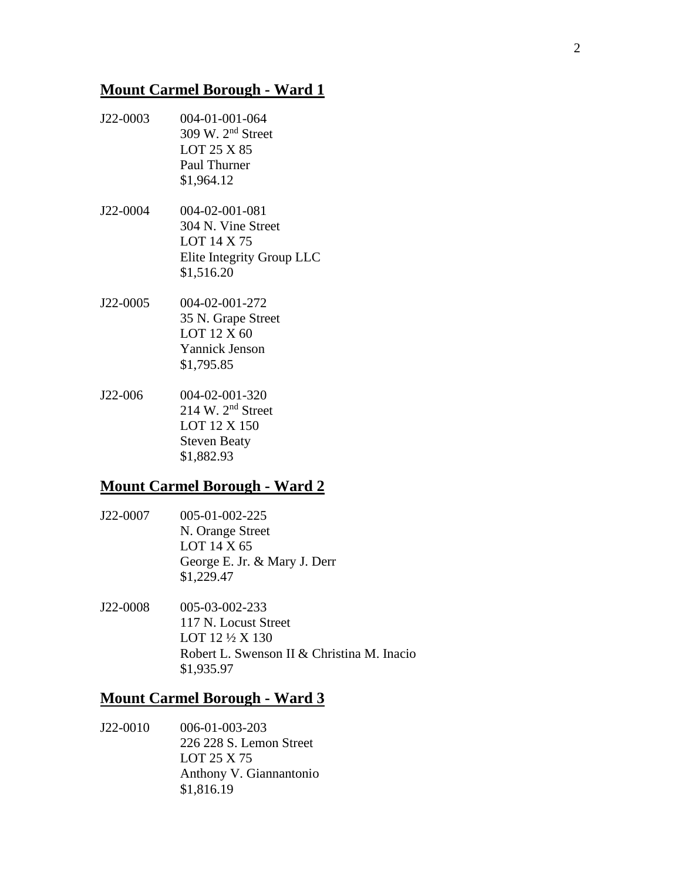## Mount Carmel Borough - Ward 1

J22-0003 004-01-001-064
309 W. 2nd Street
LOT 25 X 85
Paul Thurner
$1,964.12

J22-0004 004-02-001-081
304 N. Vine Street
LOT 14 X 75
Elite Integrity Group LLC
$1,516.20

J22-0005 004-02-001-272
35 N. Grape Street
LOT 12 X 60
Yannick Jenson
$1,795.85

J22-006 004-02-001-320
214 W. 2nd Street
LOT 12 X 150
Steven Beaty
$1,882.93

## Mount Carmel Borough - Ward 2

J22-0007 005-01-002-225
N. Orange Street
LOT 14 X 65
George E. Jr. & Mary J. Derr
$1,229.47

J22-0008 005-03-002-233
117 N. Locust Street
LOT 12 ½ X 130
Robert L. Swenson II & Christina M. Inacio
$1,935.97

## Mount Carmel Borough - Ward 3

J22-0010 006-01-003-203
226 228 S. Lemon Street
LOT 25 X 75
Anthony V. Giannantonio
$1,816.19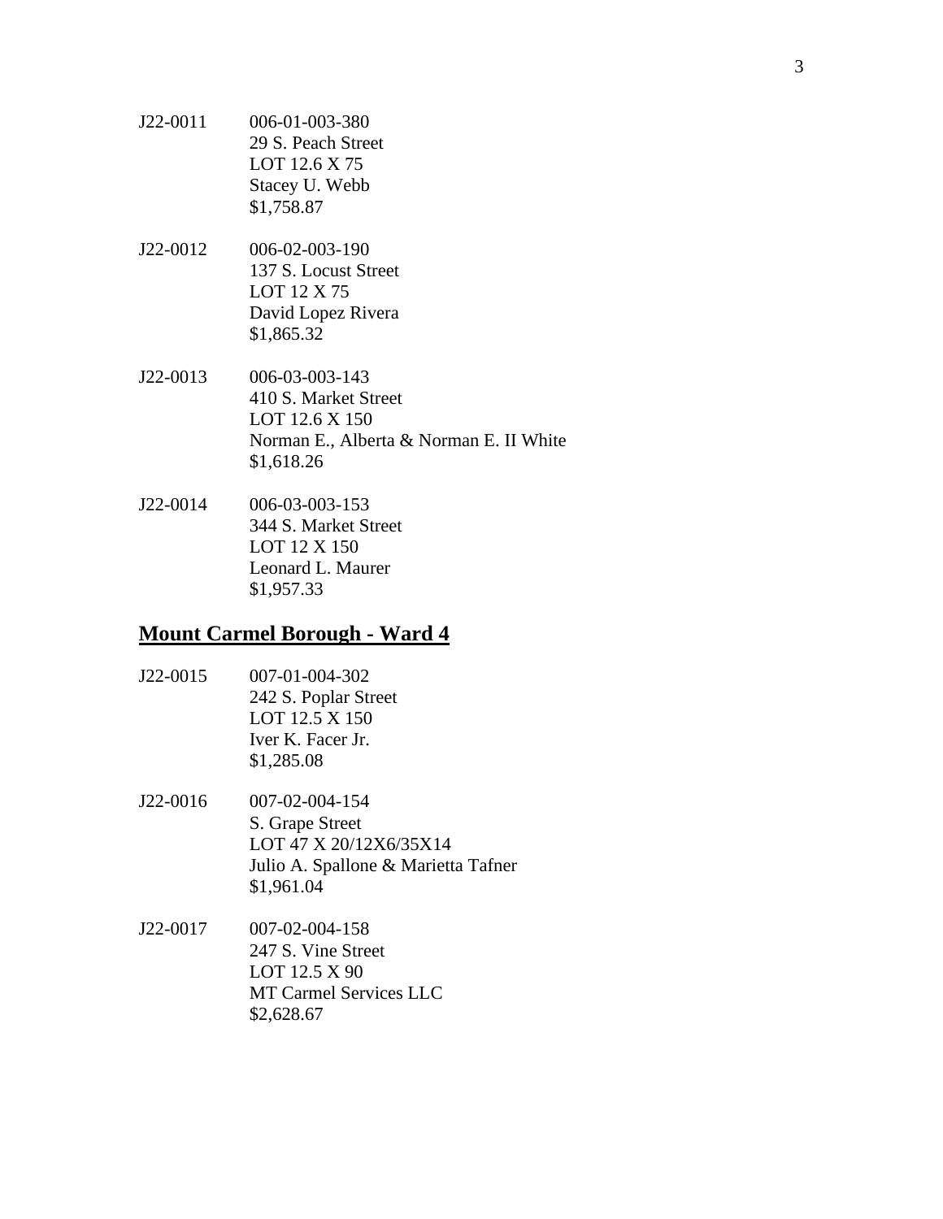J22-0011 006-01-003-380
29 S. Peach Street
LOT 12.6 X 75
Stacey U. Webb
$1,758.87

J22-0012 006-02-003-190
137 S. Locust Street
LOT 12 X 75
David Lopez Rivera
$1,865.32

J22-0013 006-03-003-143
410 S. Market Street
LOT 12.6 X 150
Norman E., Alberta & Norman E. II White
$1,618.26

J22-0014 006-03-003-153
344 S. Market Street
LOT 12 X 150
Leonard L. Maurer
$1,957.33

## **Mount Carmel Borough - Ward 4**

J22-0015 007-01-004-302
242 S. Poplar Street
LOT 12.5 X 150
Iver K. Facer Jr.
$1,285.08

J22-0016 007-02-004-154
S. Grape Street
LOT 47 X 20/12X6/35X14
Julio A. Spallone & Marietta Tafner
$1,961.04

J22-0017 007-02-004-158
247 S. Vine Street
LOT 12.5 X 90
MT Carmel Services LLC
$2,628.67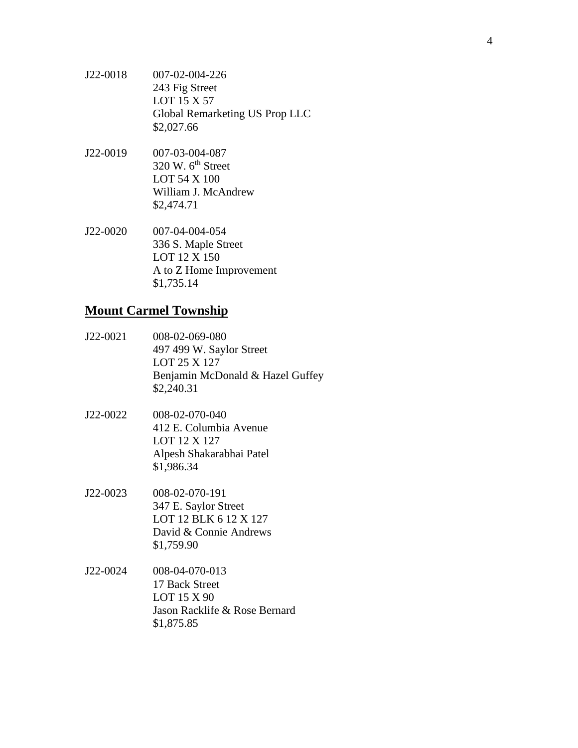J22-0018 007-02-004-226
243 Fig Street
LOT 15 X 57
Global Remarketing US Prop LLC
$2,027.66

J22-0019 007-03-004-087
320 W. 6th Street
LOT 54 X 100
William J. McAndrew
$2,474.71

J22-0020 007-04-004-054
336 S. Maple Street
LOT 12 X 150
A to Z Home Improvement
$1,735.14

## **Mount Carmel Township**

J22-0021 008-02-069-080
497 499 W. Saylor Street
LOT 25 X 127
Benjamin McDonald & Hazel Guffey
$2,240.31

J22-0022 008-02-070-040
412 E. Columbia Avenue
LOT 12 X 127
Alpesh Shakarabhai Patel
$1,986.34

J22-0023 008-02-070-191
347 E. Saylor Street
LOT 12 BLK 6 12 X 127
David & Connie Andrews
$1,759.90

J22-0024 008-04-070-013
17 Back Street
LOT 15 X 90
Jason Racklife & Rose Bernard
$1,875.85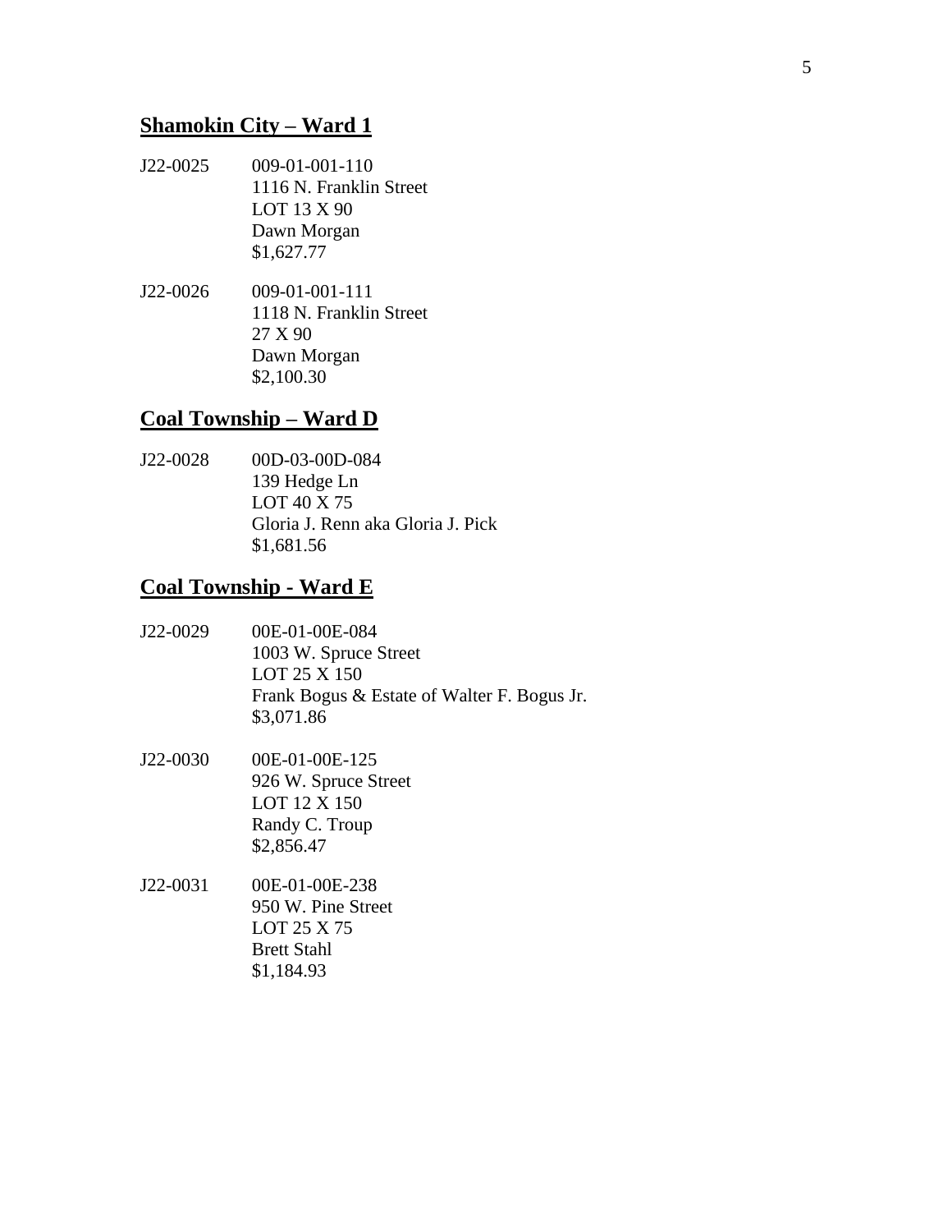## Shamokin City – Ward 1

J22-0025 009-01-001-110
1116 N. Franklin Street
LOT 13 X 90
Dawn Morgan
$1,627.77

J22-0026 009-01-001-111
1118 N. Franklin Street
27 X 90
Dawn Morgan
$2,100.30

## Coal Township – Ward D

J22-0028 00D-03-00D-084
139 Hedge Ln
LOT 40 X 75
Gloria J. Renn aka Gloria J. Pick
$1,681.56

## Coal Township - Ward E

J22-0029 00E-01-00E-084
1003 W. Spruce Street
LOT 25 X 150
Frank Bogus & Estate of Walter F. Bogus Jr.
$3,071.86

J22-0030 00E-01-00E-125
926 W. Spruce Street
LOT 12 X 150
Randy C. Troup
$2,856.47

J22-0031 00E-01-00E-238
950 W. Pine Street
LOT 25 X 75
Brett Stahl
$1,184.93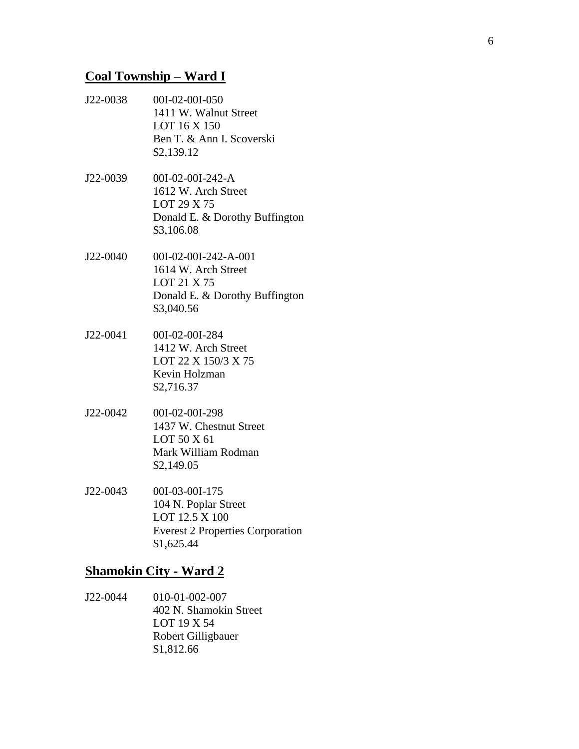## Coal Township – Ward I

J22-0038 00I-02-00I-050
1411 W. Walnut Street
LOT 16 X 150
Ben T. & Ann I. Scoverski
$2,139.12

J22-0039 00I-02-00I-242-A
1612 W. Arch Street
LOT 29 X 75
Donald E. & Dorothy Buffington
$3,106.08

J22-0040 00I-02-00I-242-A-001
1614 W. Arch Street
LOT 21 X 75
Donald E. & Dorothy Buffington
$3,040.56

J22-0041 00I-02-00I-284
1412 W. Arch Street
LOT 22 X 150/3 X 75
Kevin Holzman
$2,716.37

J22-0042 00I-02-00I-298
1437 W. Chestnut Street
LOT 50 X 61
Mark William Rodman
$2,149.05

J22-0043 00I-03-00I-175
104 N. Poplar Street
LOT 12.5 X 100
Everest 2 Properties Corporation
$1,625.44

## Shamokin City - Ward 2

J22-0044 010-01-002-007
402 N. Shamokin Street
LOT 19 X 54
Robert Gilligbauer
$1,812.66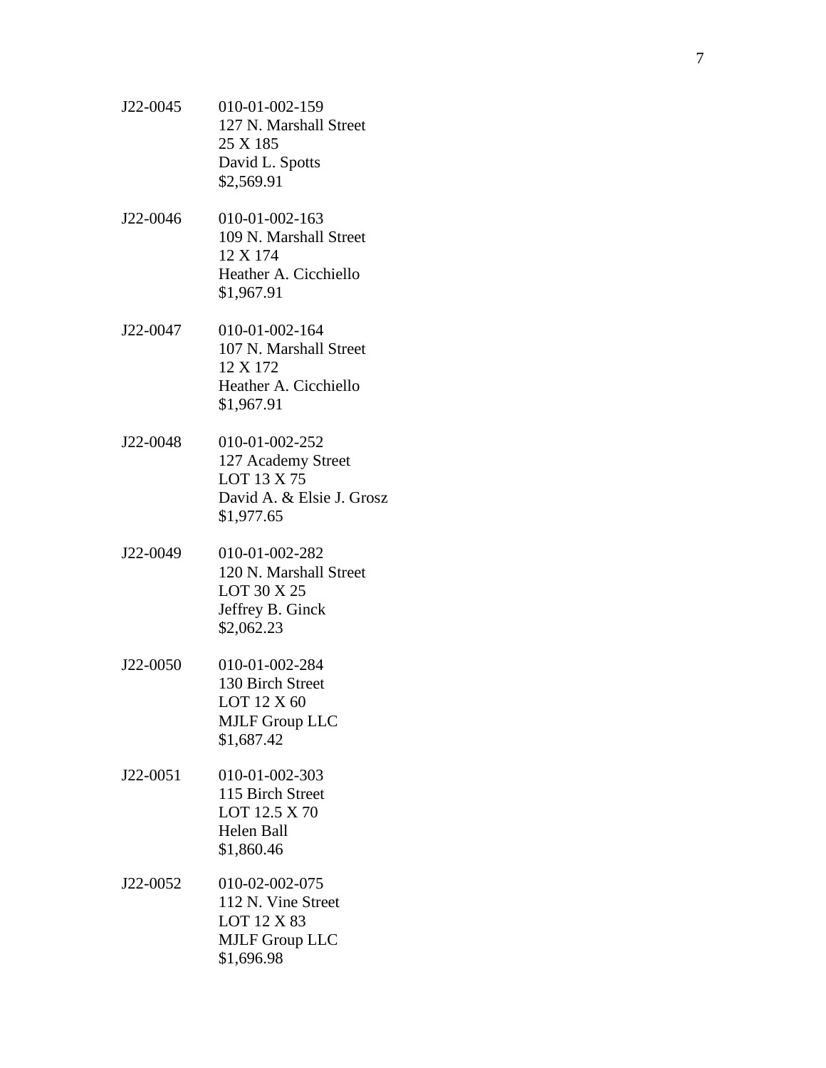J22-0045 010-01-002-159
127 N. Marshall Street
25 X 185
David L. Spotts
$2,569.91

J22-0046 010-01-002-163
109 N. Marshall Street
12 X 174
Heather A. Cicchiello
$1,967.91

J22-0047 010-01-002-164
107 N. Marshall Street
12 X 172
Heather A. Cicchiello
$1,967.91

J22-0048 010-01-002-252
127 Academy Street
LOT 13 X 75
David A. & Elsie J. Grosz
$1,977.65

J22-0049 010-01-002-282
120 N. Marshall Street
LOT 30 X 25
Jeffrey B. Ginck
$2,062.23

J22-0050 010-01-002-284
130 Birch Street
LOT 12 X 60
MJLF Group LLC
$1,687.42

J22-0051 010-01-002-303
115 Birch Street
LOT 12.5 X 70
Helen Ball
$1,860.46

J22-0052 010-02-002-075
112 N. Vine Street
LOT 12 X 83
MJLF Group LLC
$1,696.98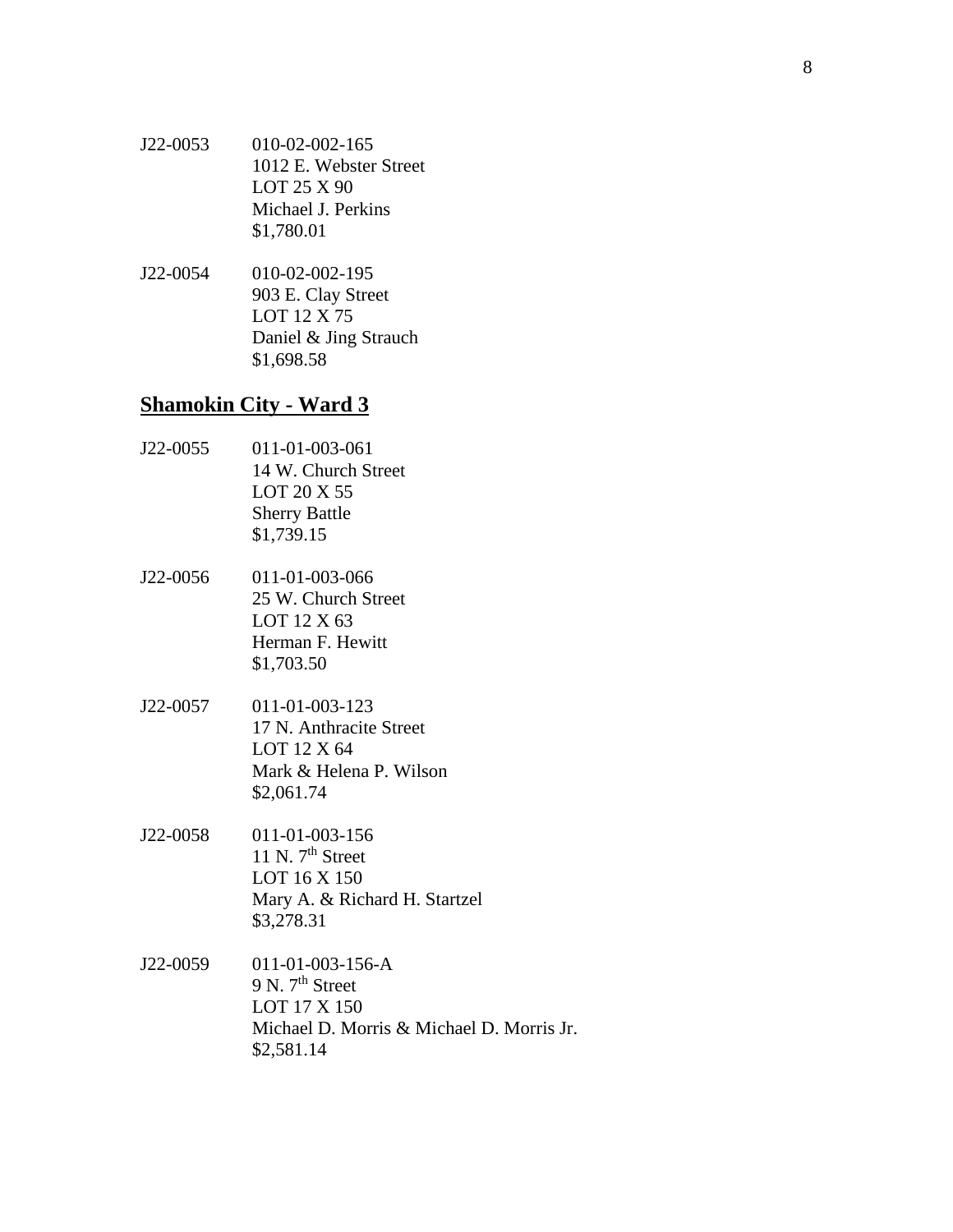J22-0053 010-02-002-165
1012 E. Webster Street
LOT 25 X 90
Michael J. Perkins
$1,780.01

J22-0054 010-02-002-195
903 E. Clay Street
LOT 12 X 75
Daniel & Jing Strauch
$1,698.58

## Shamokin City - Ward 3

J22-0055 011-01-003-061
14 W. Church Street
LOT 20 X 55
Sherry Battle
$1,739.15

J22-0056 011-01-003-066
25 W. Church Street
LOT 12 X 63
Herman F. Hewitt
$1,703.50

J22-0057 011-01-003-123
17 N. Anthracite Street
LOT 12 X 64
Mark & Helena P. Wilson
$2,061.74

J22-0058 011-01-003-156
11 N. 7th Street
LOT 16 X 150
Mary A. & Richard H. Startzel
$3,278.31

J22-0059 011-01-003-156-A
9 N. 7th Street
LOT 17 X 150
Michael D. Morris & Michael D. Morris Jr.
$2,581.14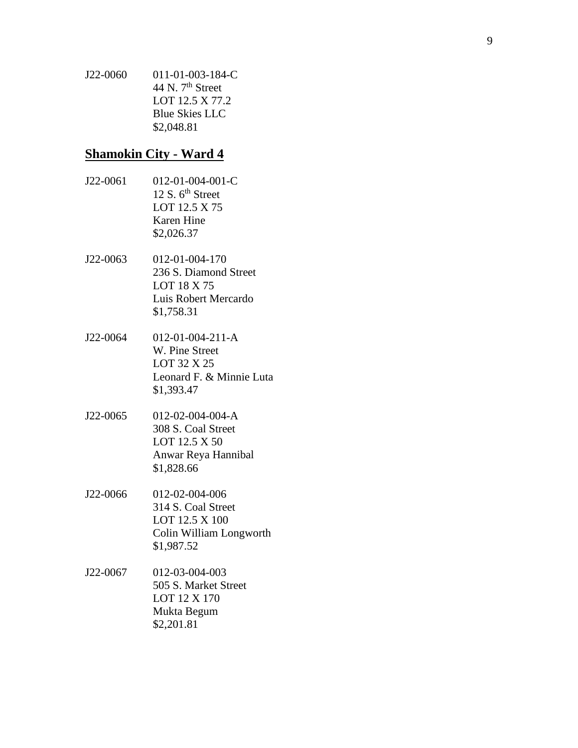J22-0060 011-01-003-184-C
44 N. 7th Street
LOT 12.5 X 77.2
Blue Skies LLC
$2,048.81

## Shamokin City - Ward 4

J22-0061 012-01-004-001-C
12 S. 6th Street
LOT 12.5 X 75
Karen Hine
$2,026.37

J22-0063 012-01-004-170
236 S. Diamond Street
LOT 18 X 75
Luis Robert Mercardo
$1,758.31

J22-0064 012-01-004-211-A
W. Pine Street
LOT 32 X 25
Leonard F. & Minnie Luta
$1,393.47

J22-0065 012-02-004-004-A
308 S. Coal Street
LOT 12.5 X 50
Anwar Reya Hannibal
$1,828.66

J22-0066 012-02-004-006
314 S. Coal Street
LOT 12.5 X 100
Colin William Longworth
$1,987.52

J22-0067 012-03-004-003
505 S. Market Street
LOT 12 X 170
Mukta Begum
$2,201.81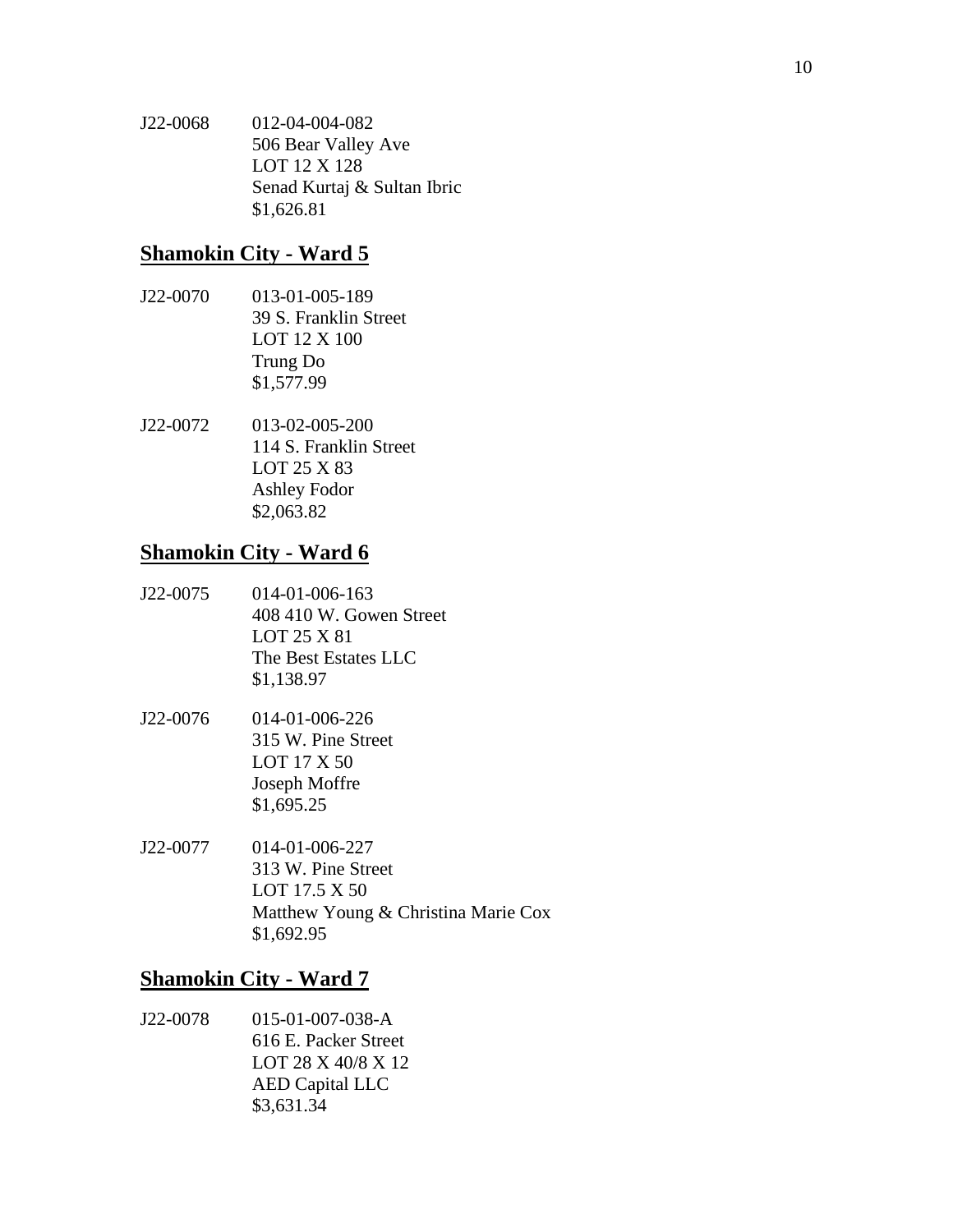J22-0068 012-04-004-082
506 Bear Valley Ave
LOT 12 X 128
Senad Kurtaj & Sultan Ibric
$1,626.81

## Shamokin City - Ward 5

J22-0070 013-01-005-189
39 S. Franklin Street
LOT 12 X 100
Trung Do
$1,577.99

J22-0072 013-02-005-200
114 S. Franklin Street
LOT 25 X 83
Ashley Fodor
$2,063.82

## Shamokin City - Ward 6

J22-0075 014-01-006-163
408 410 W. Gowen Street
LOT 25 X 81
The Best Estates LLC
$1,138.97

J22-0076 014-01-006-226
315 W. Pine Street
LOT 17 X 50
Joseph Moffre
$1,695.25

J22-0077 014-01-006-227
313 W. Pine Street
LOT 17.5 X 50
Matthew Young & Christina Marie Cox
$1,692.95

## Shamokin City - Ward 7

J22-0078 015-01-007-038-A
616 E. Packer Street
LOT 28 X 40/8 X 12
AED Capital LLC
$3,631.34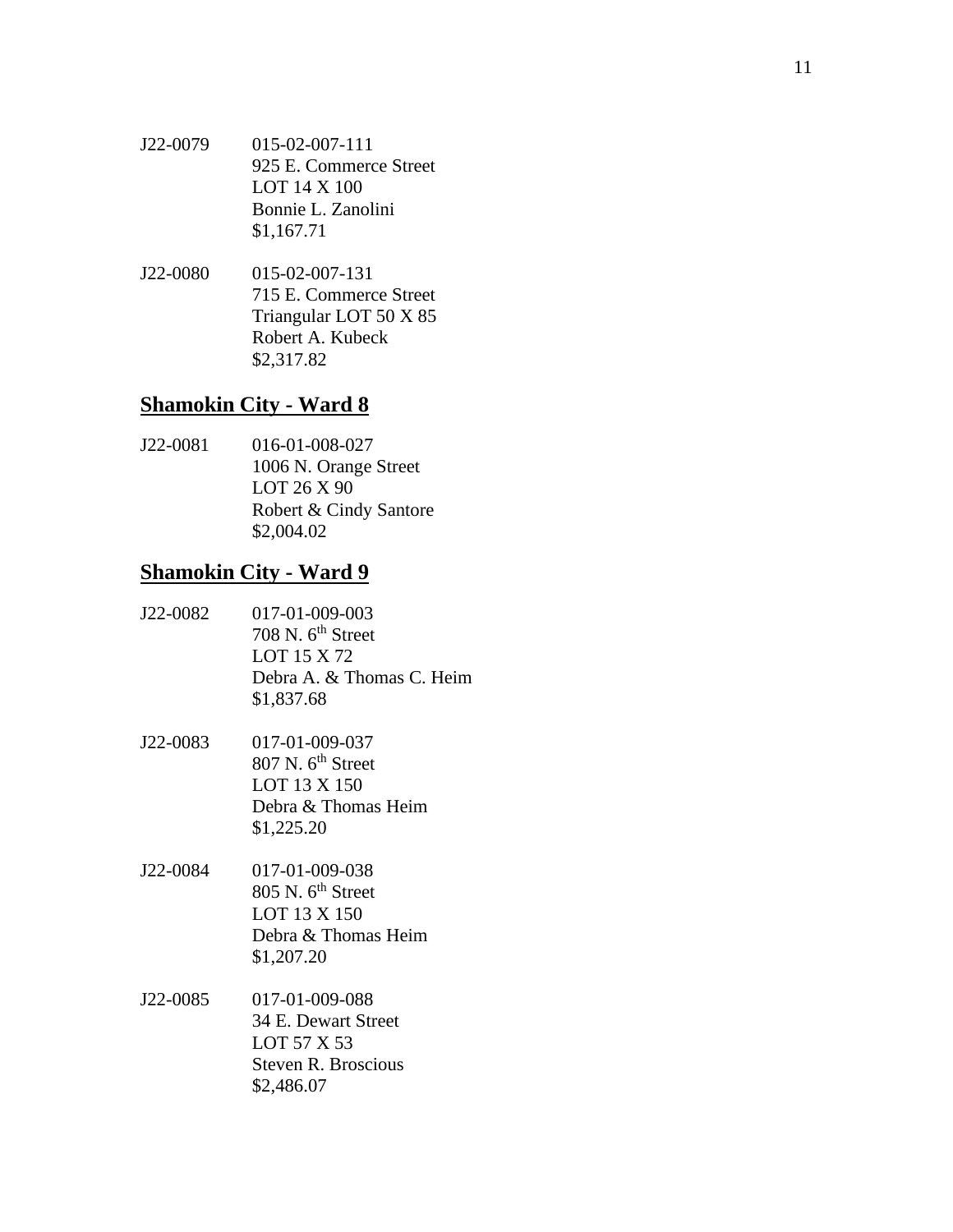J22-0079 015-02-007-111
925 E. Commerce Street
LOT 14 X 100
Bonnie L. Zanolini
$1,167.71

J22-0080 015-02-007-131
715 E. Commerce Street
Triangular LOT 50 X 85
Robert A. Kubeck
$2,317.82

## Shamokin City - Ward 8

J22-0081 016-01-008-027
1006 N. Orange Street
LOT 26 X 90
Robert & Cindy Santore
$2,004.02

## Shamokin City - Ward 9

J22-0082 017-01-009-003
708 N. 6th Street
LOT 15 X 72
Debra A. & Thomas C. Heim
$1,837.68

J22-0083 017-01-009-037
807 N. 6th Street
LOT 13 X 150
Debra & Thomas Heim
$1,225.20

J22-0084 017-01-009-038
805 N. 6th Street
LOT 13 X 150
Debra & Thomas Heim
$1,207.20

J22-0085 017-01-009-088
34 E. Dewart Street
LOT 57 X 53
Steven R. Broscious
$2,486.07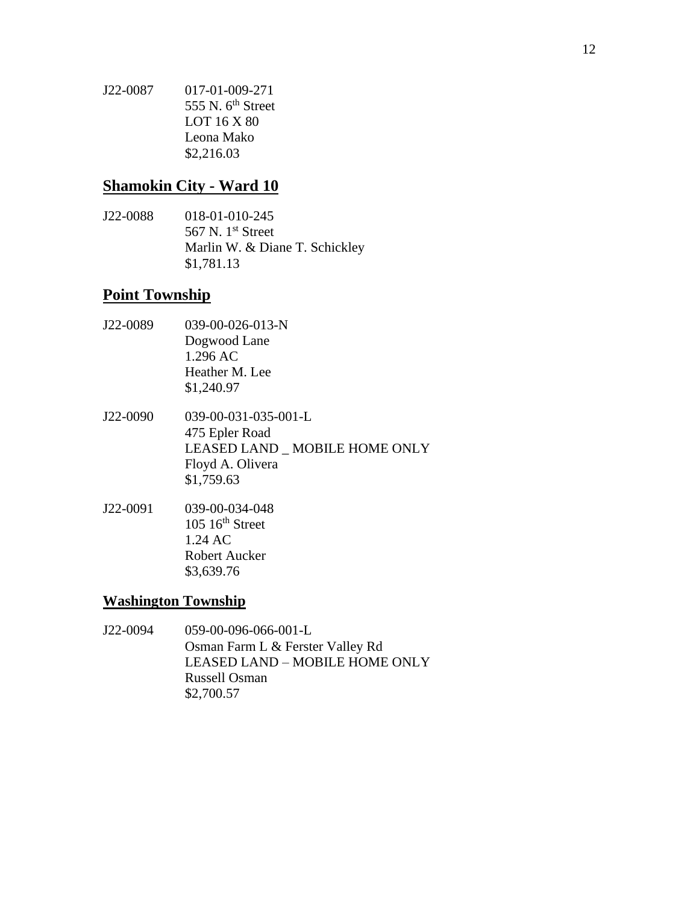J22-0087 017-01-009-271
555 N. 6th Street
LOT 16 X 80
Leona Mako
$2,216.03

## Shamokin City - Ward 10

J22-0088 018-01-010-245
567 N. 1st Street
Marlin W. & Diane T. Schickley
$1,781.13

## Point Township

J22-0089 039-00-026-013-N
Dogwood Lane
1.296 AC
Heather M. Lee
$1,240.97

J22-0090 039-00-031-035-001-L
475 Epler Road
LEASED LAND _ MOBILE HOME ONLY
Floyd A. Olivera
$1,759.63

J22-0091 039-00-034-048
105 16th Street
1.24 AC
Robert Aucker
$3,639.76

## Washington Township

J22-0094 059-00-096-066-001-L
Osman Farm L & Ferster Valley Rd
LEASED LAND – MOBILE HOME ONLY
Russell Osman
$2,700.57